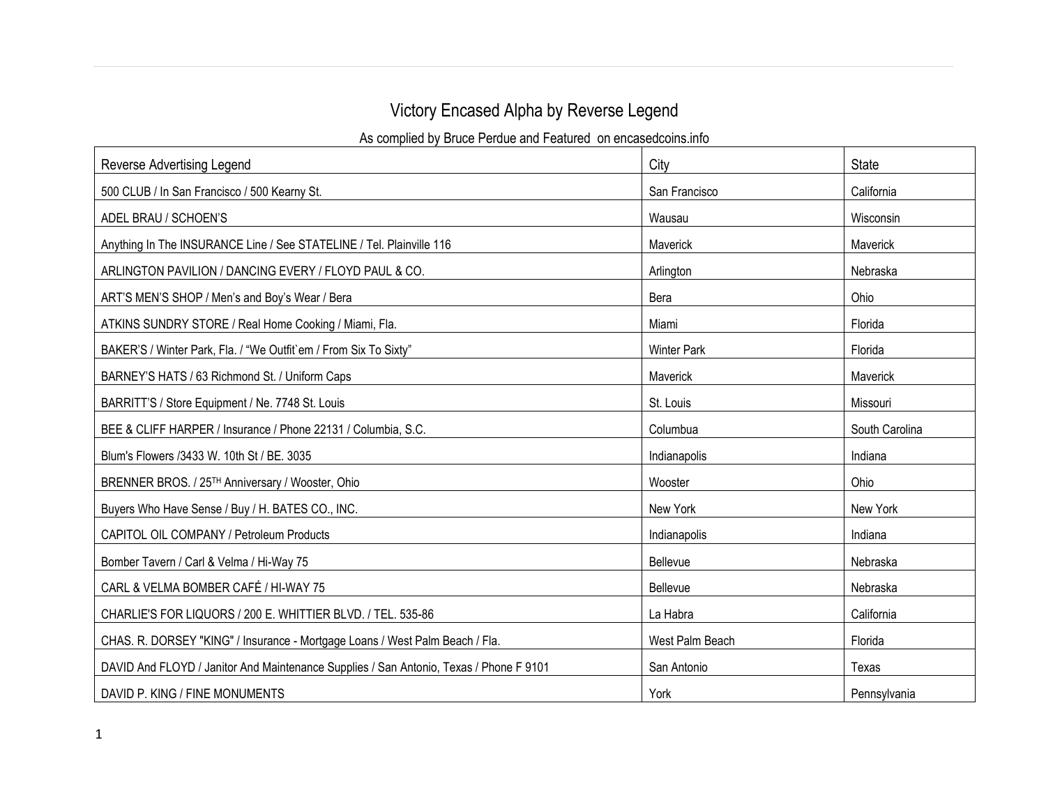# Victory Encased Alpha by Reverse Legend

As complied by Bruce Perdue and Featured on encasedcoins.info

| Reverse Advertising Legend | City | State |
|---|---|---|
| 500 CLUB / In San Francisco / 500 Kearny St. | San Francisco | California |
| ADEL BRAU / SCHOEN'S | Wausau | Wisconsin |
| Anything In The INSURANCE Line / See STATELINE / Tel. Plainville 116 | Maverick | Maverick |
| ARLINGTON PAVILION / DANCING EVERY / FLOYD PAUL & CO. | Arlington | Nebraska |
| ART'S MEN'S SHOP / Men's and Boy's Wear / Bera | Bera | Ohio |
| ATKINS SUNDRY STORE / Real Home Cooking / Miami, Fla. | Miami | Florida |
| BAKER'S / Winter Park, Fla. / "We Outfit`em / From Six To Sixty" | Winter Park | Florida |
| BARNEY'S HATS / 63 Richmond St. / Uniform Caps | Maverick | Maverick |
| BARRITT'S / Store Equipment / Ne. 7748 St. Louis | St. Louis | Missouri |
| BEE & CLIFF HARPER / Insurance / Phone 22131 / Columbia, S.C. | Columbua | South Carolina |
| Blum's Flowers /3433 W. 10th St / BE. 3035 | Indianapolis | Indiana |
| BRENNER BROS. / 25TH Anniversary / Wooster, Ohio | Wooster | Ohio |
| Buyers Who Have Sense / Buy / H. BATES CO., INC. | New York | New York |
| CAPITOL OIL COMPANY / Petroleum Products | Indianapolis | Indiana |
| Bomber Tavern / Carl & Velma / Hi-Way 75 | Bellevue | Nebraska |
| CARL & VELMA BOMBER CAFÉ / HI-WAY 75 | Bellevue | Nebraska |
| CHARLIE'S FOR LIQUORS / 200 E. WHITTIER BLVD. / TEL. 535-86 | La Habra | California |
| CHAS. R. DORSEY "KING" / Insurance - Mortgage Loans / West Palm Beach / Fla. | West Palm Beach | Florida |
| DAVID And FLOYD / Janitor And Maintenance Supplies / San Antonio, Texas / Phone F 9101 | San Antonio | Texas |
| DAVID P. KING / FINE MONUMENTS | York | Pennsylvania |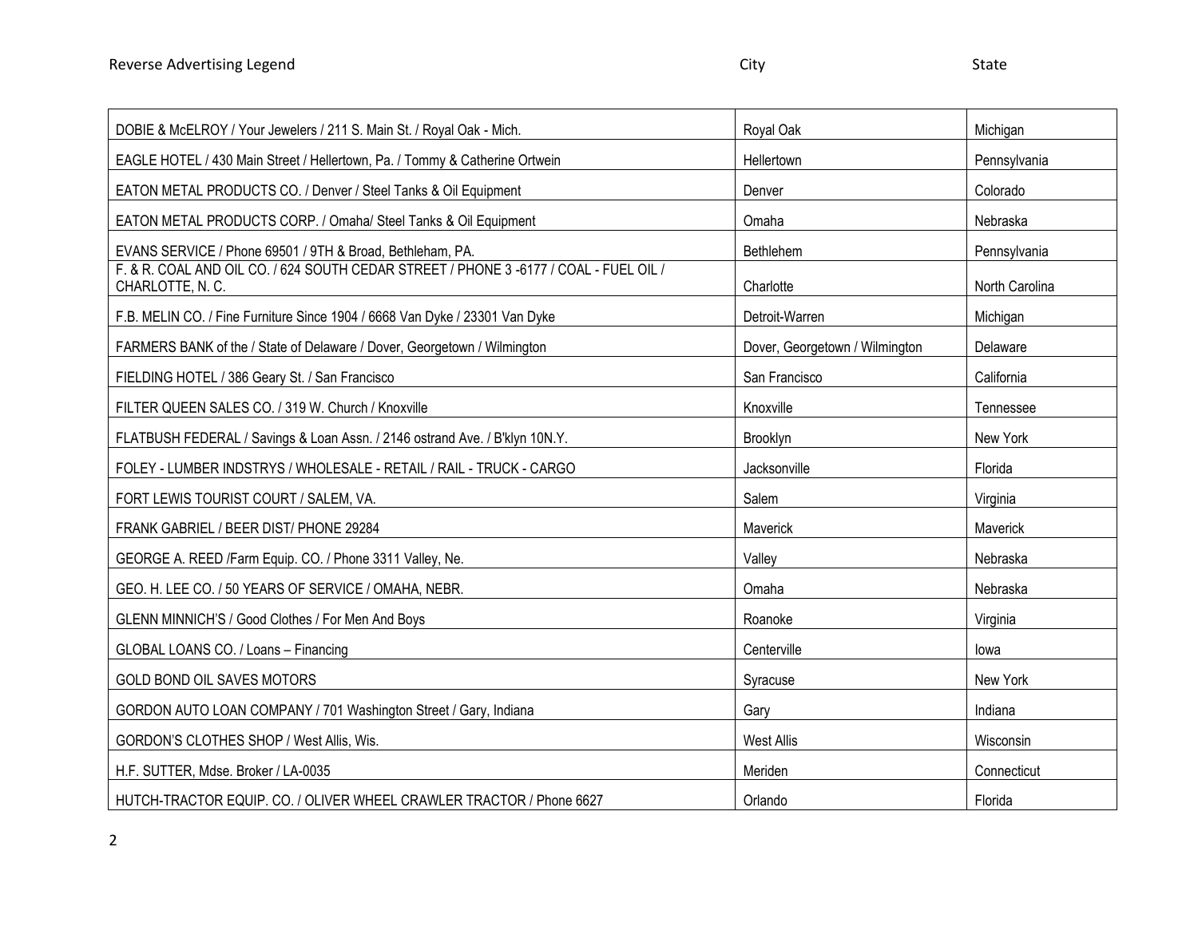| Reverse Advertising Legend | City | State |
|---|---|---|
| DOBIE & McELROY / Your Jewelers / 211 S. Main St. / Royal Oak - Mich. | Royal Oak | Michigan |
| EAGLE HOTEL / 430 Main Street / Hellertown, Pa. / Tommy & Catherine Ortwein | Hellertown | Pennsylvania |
| EATON METAL PRODUCTS CO. / Denver / Steel Tanks & Oil Equipment | Denver | Colorado |
| EATON METAL PRODUCTS CORP. / Omaha/ Steel Tanks & Oil Equipment | Omaha | Nebraska |
| EVANS SERVICE / Phone 69501 / 9TH & Broad, Bethleham, PA. | Bethlehem | Pennsylvania |
| F. & R. COAL AND OIL CO. / 624 SOUTH CEDAR STREET / PHONE 3 -6177 / COAL - FUEL OIL / CHARLOTTE, N. C. | Charlotte | North Carolina |
| F.B. MELIN CO. / Fine Furniture Since 1904 / 6668 Van Dyke / 23301 Van Dyke | Detroit-Warren | Michigan |
| FARMERS BANK of the / State of Delaware / Dover, Georgetown / Wilmington | Dover, Georgetown / Wilmington | Delaware |
| FIELDING HOTEL / 386 Geary St. / San Francisco | San Francisco | California |
| FILTER QUEEN SALES CO. / 319 W. Church / Knoxville | Knoxville | Tennessee |
| FLATBUSH FEDERAL / Savings & Loan Assn. / 2146 ostrand Ave. / B'klyn 10N.Y. | Brooklyn | New York |
| FOLEY - LUMBER INDSTRYS / WHOLESALE - RETAIL / RAIL - TRUCK - CARGO | Jacksonville | Florida |
| FORT LEWIS TOURIST COURT / SALEM, VA. | Salem | Virginia |
| FRANK GABRIEL / BEER DIST/ PHONE 29284 | Maverick | Maverick |
| GEORGE A. REED /Farm Equip. CO. / Phone 3311 Valley, Ne. | Valley | Nebraska |
| GEO. H. LEE CO. / 50 YEARS OF SERVICE / OMAHA, NEBR. | Omaha | Nebraska |
| GLENN MINNICH'S / Good Clothes / For Men And Boys | Roanoke | Virginia |
| GLOBAL LOANS CO. / Loans – Financing | Centerville | Iowa |
| GOLD BOND OIL SAVES MOTORS | Syracuse | New York |
| GORDON AUTO LOAN COMPANY / 701 Washington Street / Gary, Indiana | Gary | Indiana |
| GORDON'S CLOTHES SHOP / West Allis, Wis. | West Allis | Wisconsin |
| H.F. SUTTER, Mdse. Broker / LA-0035 | Meriden | Connecticut |
| HUTCH-TRACTOR EQUIP. CO. / OLIVER WHEEL CRAWLER TRACTOR / Phone 6627 | Orlando | Florida |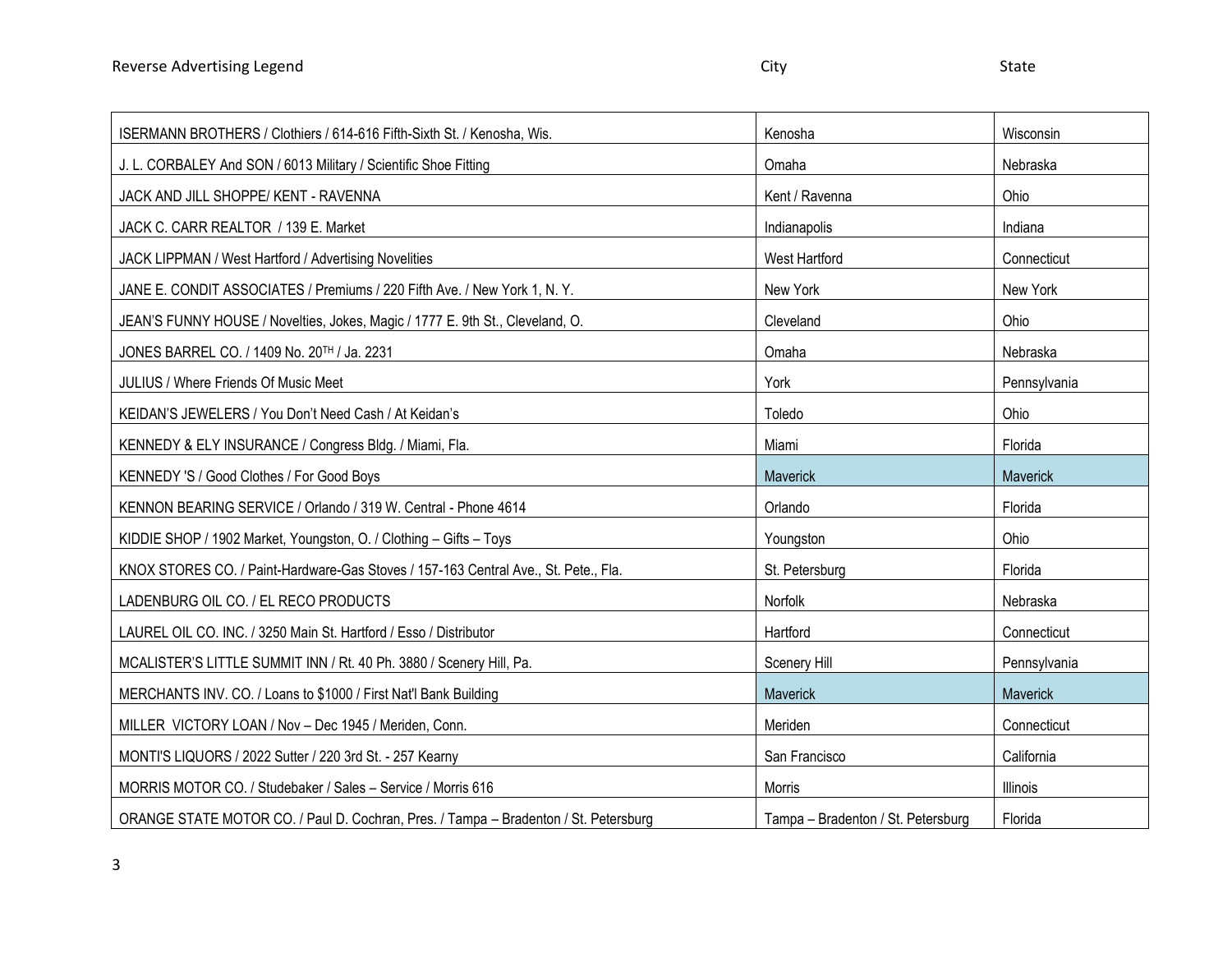| Reverse Advertising Legend | City | State |
|---|---|---|
| ISERMANN BROTHERS / Clothiers / 614-616 Fifth-Sixth St. / Kenosha, Wis. | Kenosha | Wisconsin |
| J. L. CORBALEY And SON / 6013 Military / Scientific Shoe Fitting | Omaha | Nebraska |
| JACK AND JILL SHOPPE/ KENT - RAVENNA | Kent / Ravenna | Ohio |
| JACK C. CARR REALTOR / 139 E. Market | Indianapolis | Indiana |
| JACK LIPPMAN / West Hartford / Advertising Novelities | West Hartford | Connecticut |
| JANE E. CONDIT ASSOCIATES / Premiums / 220 Fifth Ave. / New York 1, N. Y. | New York | New York |
| JEAN'S FUNNY HOUSE / Novelties, Jokes, Magic / 1777 E. 9th St., Cleveland, O. | Cleveland | Ohio |
| JONES BARREL CO. / 1409 No. 20TH / Ja. 2231 | Omaha | Nebraska |
| JULIUS / Where Friends Of Music Meet | York | Pennsylvania |
| KEIDAN'S JEWELERS / You Don't Need Cash / At Keidan's | Toledo | Ohio |
| KENNEDY & ELY INSURANCE / Congress Bldg. / Miami, Fla. | Miami | Florida |
| KENNEDY 'S / Good Clothes / For Good Boys | Maverick | Maverick |
| KENNON BEARING SERVICE / Orlando / 319 W. Central - Phone 4614 | Orlando | Florida |
| KIDDIE SHOP / 1902 Market, Youngston, O. / Clothing – Gifts – Toys | Youngston | Ohio |
| KNOX STORES CO. / Paint-Hardware-Gas Stoves / 157-163 Central Ave., St. Pete., Fla. | St. Petersburg | Florida |
| LADENBURG OIL CO. / EL RECO PRODUCTS | Norfolk | Nebraska |
| LAUREL OIL CO. INC. / 3250 Main St. Hartford / Esso / Distributor | Hartford | Connecticut |
| MCALISTER'S LITTLE SUMMIT INN / Rt. 40 Ph. 3880 / Scenery Hill, Pa. | Scenery Hill | Pennsylvania |
| MERCHANTS INV. CO. / Loans to $1000 / First Nat'l Bank Building | Maverick | Maverick |
| MILLER VICTORY LOAN / Nov – Dec 1945 / Meriden, Conn. | Meriden | Connecticut |
| MONTI'S LIQUORS / 2022 Sutter / 220 3rd St. - 257 Kearny | San Francisco | California |
| MORRIS MOTOR CO. / Studebaker / Sales – Service / Morris 616 | Morris | Illinois |
| ORANGE STATE MOTOR CO. / Paul D. Cochran, Pres. / Tampa – Bradenton / St. Petersburg | Tampa – Bradenton / St. Petersburg | Florida |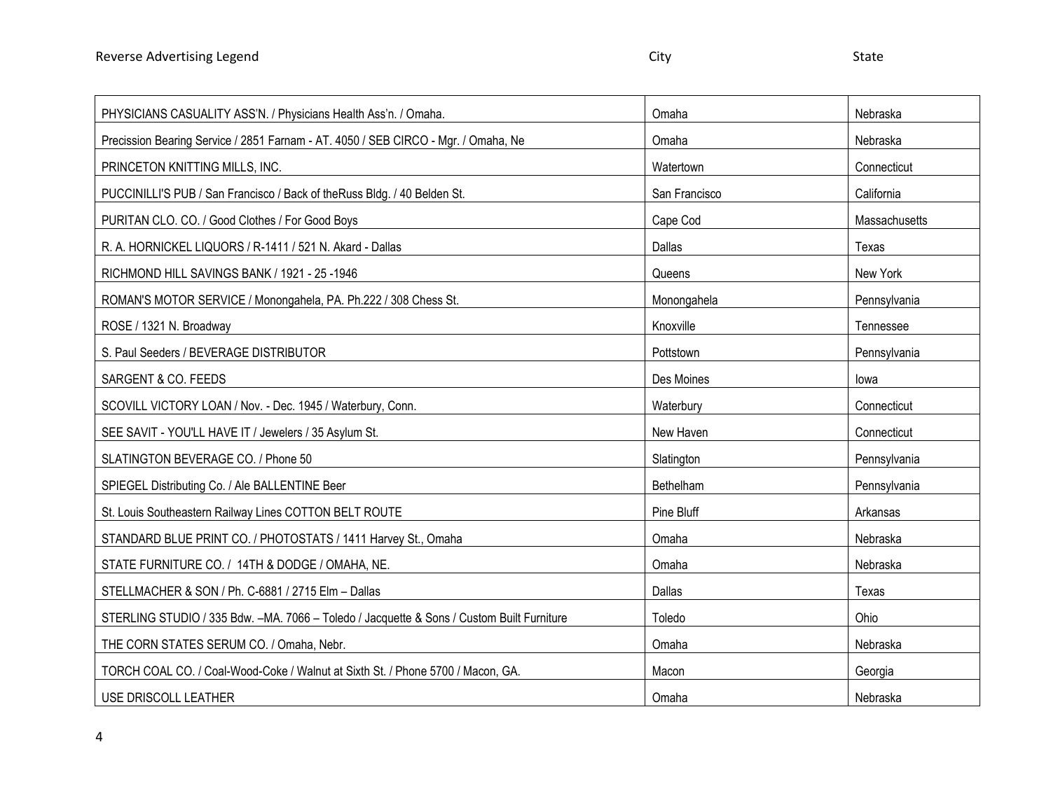| Reverse Advertising Legend | City | State |
|---|---|---|
| PHYSICIANS CASUALITY ASS'N. / Physicians Health Ass'n. / Omaha. | Omaha | Nebraska |
| Precission Bearing Service / 2851 Farnam - AT. 4050 / SEB CIRCO - Mgr. / Omaha, Ne | Omaha | Nebraska |
| PRINCETON KNITTING MILLS, INC. | Watertown | Connecticut |
| PUCCINILLI'S PUB / San Francisco / Back of theRuss Bldg. / 40 Belden St. | San Francisco | California |
| PURITAN CLO. CO. / Good Clothes / For Good Boys | Cape Cod | Massachusetts |
| R. A. HORNICKEL LIQUORS / R-1411 / 521 N. Akard - Dallas | Dallas | Texas |
| RICHMOND HILL SAVINGS BANK / 1921 - 25 -1946 | Queens | New York |
| ROMAN'S MOTOR SERVICE / Monongahela, PA. Ph.222 / 308 Chess St. | Monongahela | Pennsylvania |
| ROSE / 1321 N. Broadway | Knoxville | Tennessee |
| S. Paul Seeders / BEVERAGE DISTRIBUTOR | Pottstown | Pennsylvania |
| SARGENT & CO. FEEDS | Des Moines | Iowa |
| SCOVILL VICTORY LOAN / Nov. - Dec. 1945 / Waterbury, Conn. | Waterbury | Connecticut |
| SEE SAVIT - YOU'LL HAVE IT / Jewelers / 35 Asylum St. | New Haven | Connecticut |
| SLATINGTON BEVERAGE CO. / Phone 50 | Slatington | Pennsylvania |
| SPIEGEL Distributing Co. / Ale BALLENTINE Beer | Bethelham | Pennsylvania |
| St. Louis Southeastern Railway Lines COTTON BELT ROUTE | Pine Bluff | Arkansas |
| STANDARD BLUE PRINT CO. / PHOTOSTATS / 1411 Harvey St., Omaha | Omaha | Nebraska |
| STATE FURNITURE CO. / 14TH & DODGE / OMAHA, NE. | Omaha | Nebraska |
| STELLMACHER & SON / Ph. C-6881 / 2715 Elm – Dallas | Dallas | Texas |
| STERLING STUDIO / 335 Bdw. –MA. 7066 – Toledo / Jacquette & Sons / Custom Built Furniture | Toledo | Ohio |
| THE CORN STATES SERUM CO. / Omaha, Nebr. | Omaha | Nebraska |
| TORCH COAL CO. / Coal-Wood-Coke / Walnut at Sixth St. / Phone 5700 / Macon, GA. | Macon | Georgia |
| USE DRISCOLL LEATHER | Omaha | Nebraska |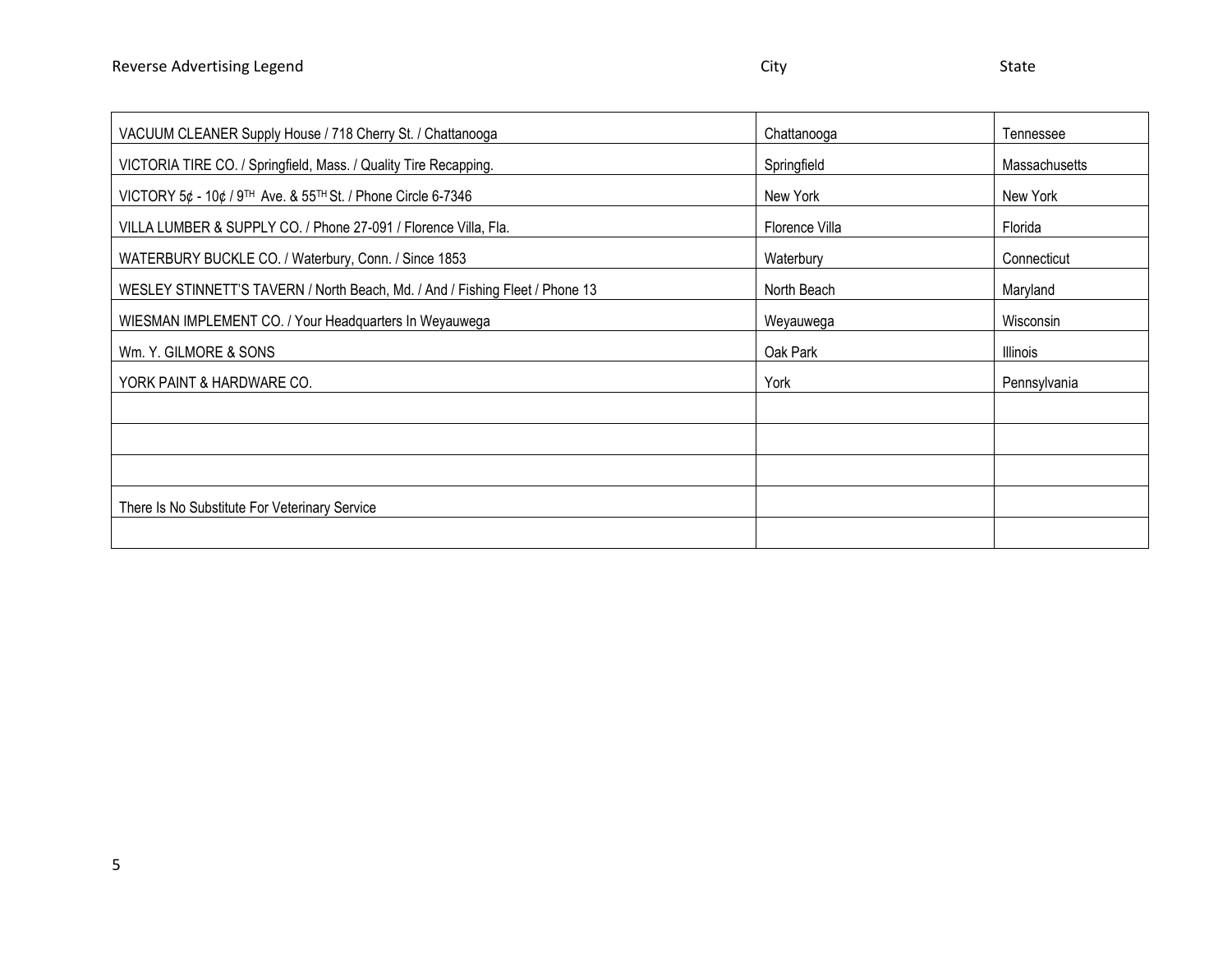| Reverse Advertising Legend | City | State |
|---|---|---|
| VACUUM CLEANER Supply House / 718 Cherry St. / Chattanooga | Chattanooga | Tennessee |
| VICTORIA TIRE CO. / Springfield, Mass. / Quality Tire Recapping. | Springfield | Massachusetts |
| VICTORY 5¢ - 10¢ / 9TH Ave. & 55TH St. / Phone Circle 6-7346 | New York | New York |
| VILLA LUMBER & SUPPLY CO. / Phone 27-091 / Florence Villa, Fla. | Florence Villa | Florida |
| WATERBURY BUCKLE CO. / Waterbury, Conn. / Since 1853 | Waterbury | Connecticut |
| WESLEY STINNETT'S TAVERN / North Beach, Md. / And / Fishing Fleet / Phone 13 | North Beach | Maryland |
| WIESMAN IMPLEMENT CO. / Your Headquarters In Weyauwega | Weyauwega | Wisconsin |
| Wm. Y. GILMORE & SONS | Oak Park | Illinois |
| YORK PAINT & HARDWARE CO. | York | Pennsylvania |
| | | |
| | | |
| | | |
| There Is No Substitute For Veterinary Service | | |
| | | |